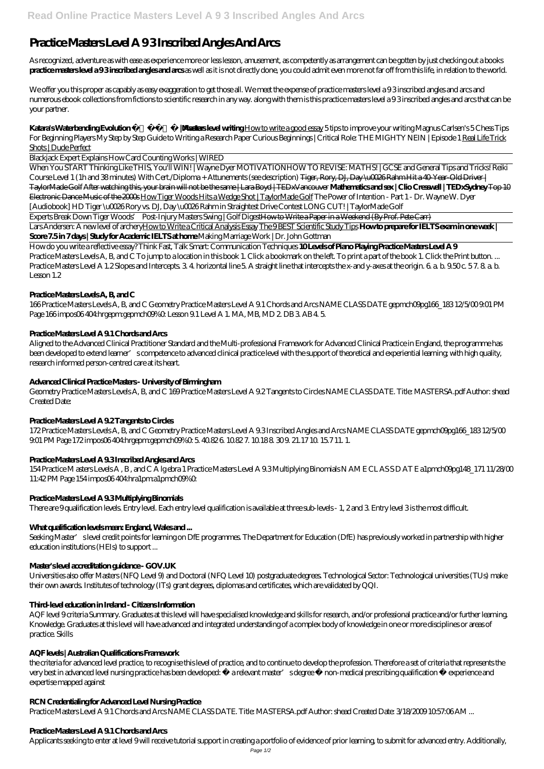# Practice Masters Level A 9 3 Inscribed Angles And Arcs

As recognized, adventure as with ease as experience more or less lesson, amusement, as competently as arrangement can be gotten by just checking out a books **practice masters level a 9 3 inscribed angles and arcs** as well as it is not directly done, you could admit even more not far off from this life, in relation to the world.

We offer you this proper as capably as easy exaggeration to get those all. We meet the expense of practice masters level a 9 3 inscribed angles and arcs and numerous ebook collections from fictions to scientific research in any way. along with them is this practice masters level a 9 3 inscribed angles and arcs that can be your partner.

**Katara's Waterbending Evolution | Avatar** **Masters level writing** How to write a good essay *5 tips to improve your writing Magnus Carlsen's 5 Chess Tips For Beginning Players My Step by Step Guide to Writing a Research Paper Curious Beginnings | Critical Role: THE MIGHTY NEIN | Episode 1* Real Life Trick Shots | Dude Perfect

Blackjack Expert Explains How Card Counting Works | WIRED

When You START Thinking Like THIS, You'll WIN! | Wayne Dyer MOTIVATION*HOW TO REVISE: MATHS! | GCSE and General Tips and Tricks! Reiki Course Level 1 (1h and 38 minutes) With Cert./Diploma + Attunements (see description)* Tiger, Rory, DJ, Day \u0026 Rahm Hit a 40-Year-Old Driver | TaylorMade Golf After watching this, your brain will not be the same | Lara Boyd | TEDxVancouver **Mathematics and sex | Clio Cresswell | TEDxSydney** Top 10 Electronic Dance Music of the 2000s How Tiger Woods Hits a Wedge Shot | TaylorMade Golf *The Power of Intention - Part 1 - Dr. Wayne W. Dyer [Audiobook] HD Tiger \u0026 Rory vs. DJ, Day \u0026 Rahm in Straightest Drive Contest LONG CUT! | TaylorMade Golf*

Experts Break Down Tiger Woods' Post-Injury Masters Swing | Golf DigestHow to Write a Paper in a Weekend (By Prof. Pete Carr)

Lars Andersen: A new level of archeryHow to Write a Critical Analysis Essay The 9 BEST Scientific Study Tips **How to prepare for IELTS exam in one week | Score 7.5 in 7 days | Study for Academic IELTS at home** *Making Marriage Work | Dr. John Gottman*

How do you write a reflective essay? Think Fast, Talk Smart: Communication Techniques **10 Levels of Piano Playing Practice Masters Level A 9**

Practice Masters Levels A, B, and C To jump to a location in this book 1. Click a bookmark on the left. To print a part of the book 1. Click the Print button. ... Practice Masters Level A 1.2 Slopes and Intercepts. 3. 4. horizontal line 5. A straight line that intercepts the x-and y-axes at the origin. 6. a. b. 9.50 c. 5 7. 8. a. b. Lesson 1.2

## Practice Masters Levels A, B, and C

166 Practice Masters Levels A, B, and C Geometry Practice Masters Level A 9.1 Chords and Arcs NAME CLASS DATE gepmch09pg166_183 12/5/00 9:01 PM Page 166 impos06 404:hrgepm:gepmch09%0: Lesson 9.1 Level A 1. MA, MB, MD 2. DB 3. AB 4. 5.

## Practice Masters Level A 9.1 Chords and Arcs

Aligned to the Advanced Clinical Practitioner Standard and the Multi-professional Framework for Advanced Clinical Practice in England, the programme has been developed to extend learner's competence to advanced clinical practice level with the support of theoretical and experiential learning; with high quality, research informed person-centred care at its heart.

## Advanced Clinical Practice Masters - University of Birmingham

Geometry Practice Masters Levels A, B, and C 169 Practice Masters Level A 9.2 Tangents to Circles NAME CLASS DATE. Title: MASTERSA.pdf Author: shead Created Date:

## Practice Masters Level A 9.2 Tangents to Circles

172 Practice Masters Levels A, B, and C Geometry Practice Masters Level A 9.3 Inscribed Angles and Arcs NAME CLASS DATE gepmch09pg166_183 12/5/00 9:01 PM Page 172 impos06 404:hrgepm:gepmch09%0: 5. 40.82 6. 10.82 7. 10.18 8. 30 9. 21.17 10. 15.7 11. 1.

## Practice Masters Level A 9.3 Inscribed Angles and Arcs

154 Practice M asters Levels A , B , and C A lg ebra 1 Practice Masters Level A 9.3 Multiplying Binomials N AM E CL AS S D AT E a1pmch09pg148_171 11/28/00 11:42 PM Page 154 impos06 404:hra1pm:a1pmch09%0:

## Practice Masters Level A 9.3 Multiplying Binomials

There are 9 qualification levels. Entry level. Each entry level qualification is available at three sub-levels - 1, 2 and 3. Entry level 3 is the most difficult.

## What qualification levels mean: England, Wales and ...

Seeking Master's level credit points for learning on DfE programmes. The Department for Education (DfE) has previously worked in partnership with higher education institutions (HEIs) to support ...

## Master's level accreditation guidance - GOV.UK

Universities also offer Masters (NFQ Level 9) and Doctoral (NFQ Level 10) postgraduate degrees. Technological Sector: Technological universities (TUs) make their own awards. Institutes of technology (ITs) grant degrees, diplomas and certificates, which are validated by QQI.

## Third-level education in Ireland - Citizens Information

AQF level 9 criteria Summary. Graduates at this level will have specialised knowledge and skills for research, and/or professional practice and/or further learning. Knowledge. Graduates at this level will have advanced and integrated understanding of a complex body of knowledge in one or more disciplines or areas of practice. Skills

## AQF levels | Australian Qualifications Framework

the criteria for advanced level practice, to recognise this level of practice, and to continue to develop the profession. Therefore a set of criteria that represents the very best in advanced level nursing practice has been developed: • a relevant master's degree • non-medical prescribing qualification • experience and expertise mapped against

## RCN Credentialing for Advanced Level Nursing Practice

Practice Masters Level A 9.1 Chords and Arcs NAME CLASS DATE. Title: MASTERSA.pdf Author: shead Created Date: 3/18/2009 10:57:06 AM ...

## Practice Masters Level A 9.1 Chords and Arcs

Applicants seeking to enter at level 9 will receive tutorial support in creating a portfolio of evidence of prior learning, to submit for advanced entry. Additionally,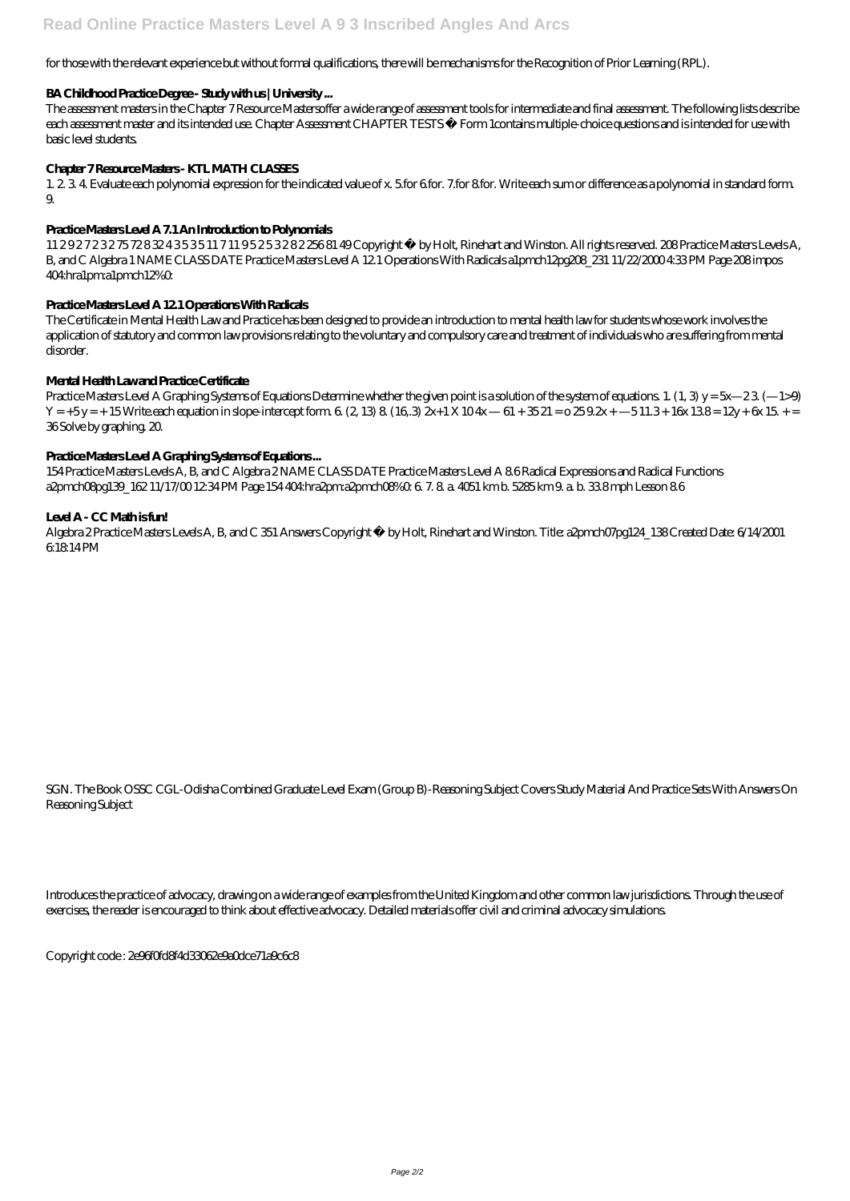for those with the relevant experience but without formal qualifications, there will be mechanisms for the Recognition of Prior Learning (RPL).

**BA Childhood Practice Degree - Study with us | University ...**

The assessment masters in the Chapter 7 Resource Mastersoffer a wide range of assessment tools for intermediate and final assessment. The following lists describe each assessment master and its intended use. Chapter Assessment CHAPTER TESTS • Form 1contains multiple-choice questions and is intended for use with basic level students.

**Chapter 7 Resource Masters - KTL MATH CLASSES**

1. 2. 3. 4. Evaluate each polynomial expression for the indicated value of x. 5.for 6.for. 7.for 8.for. Write each sum or difference as a polynomial in standard form. 9.

**Practice Masters Level A 7.1 An Introduction to Polynomials**

11 2 9 2 7 2 3 2 75 72 8 32 4 3 5 3 5 11 7 11 9 5 2 5 3 2 8 2 256 81 49 Copyright © by Holt, Rinehart and Winston. All rights reserved. 208 Practice Masters Levels A, B, and C Algebra 1 NAME CLASS DATE Practice Masters Level A 12.1 Operations With Radicals a1pmch12pg208_231 11/22/2000 4:33 PM Page 208 impos 404:hra1pm:a1pmch12%0:

**Practice Masters Level A 12.1 Operations With Radicals**

The Certificate in Mental Health Law and Practice has been designed to provide an introduction to mental health law for students whose work involves the application of statutory and common law provisions relating to the voluntary and compulsory care and treatment of individuals who are suffering from mental disorder.

**Mental Health Law and Practice Certificate**

Practice Masters Level A Graphing Systems of Equations Determine whether the given point is a solution of the system of equations. 1. (1, 3) y = 5x—2 3. (—1>9) Y = +5 y = + 15 Write each equation in slope-intercept form. 6. (2, 13) 8. (16,.3) 2x+1 X 10 4x — 61 + 35 21 = o 25 9.2x + —5 11.3 + 16x 13.8 = 12y + 6x 15. + = 36 Solve by graphing. 20.

**Practice Masters Level A Graphing Systems of Equations ...**

154 Practice Masters Levels A, B, and C Algebra 2 NAME CLASS DATE Practice Masters Level A 8.6 Radical Expressions and Radical Functions a2pmch08pg139_162 11/17/00 12:34 PM Page 154 404:hra2pm:a2pmch08%0: 6. 7. 8. a. 4051 km b. 5285 km 9. a. b. 33.8 mph Lesson 8.6

**Level A - CC Math is fun!**

Algebra 2 Practice Masters Levels A, B, and C 351 Answers Copyright © by Holt, Rinehart and Winston. Title: a2pmch07pg124_138 Created Date: 6/14/2001 6:18:14 PM

SGN. The Book OSSC CGL-Odisha Combined Graduate Level Exam (Group B)-Reasoning Subject Covers Study Material And Practice Sets With Answers On Reasoning Subject

Introduces the practice of advocacy, drawing on a wide range of examples from the United Kingdom and other common law jurisdictions. Through the use of exercises, the reader is encouraged to think about effective advocacy. Detailed materials offer civil and criminal advocacy simulations.

Copyright code : 2e96f0fd8f4d33062e9a0dce71a9c6c8